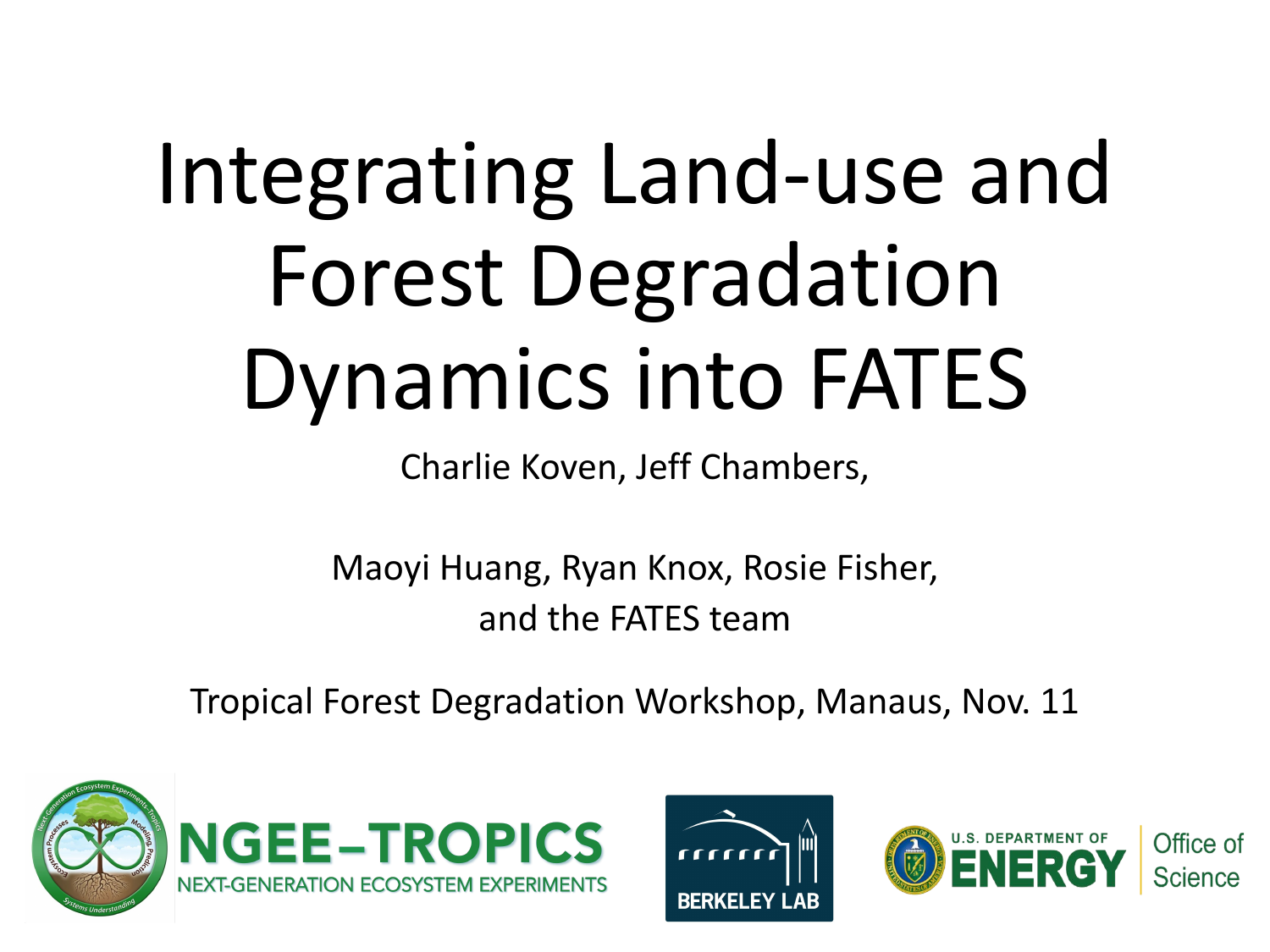# Integrating Land-use and Forest Degradation Dynamics into FATES

Charlie Koven, Jeff Chambers,

Maoyi Huang, Ryan Knox, Rosie Fisher,
and the FATES team

Tropical Forest Degradation Workshop, Manaus, Nov. 11

NGEE–TROPICS
NEXT-GENERATION ECOSYSTEM EXPERIMENTS

BERKELEY LAB

U.S. DEPARTMENT OF ENERGY | Office of Science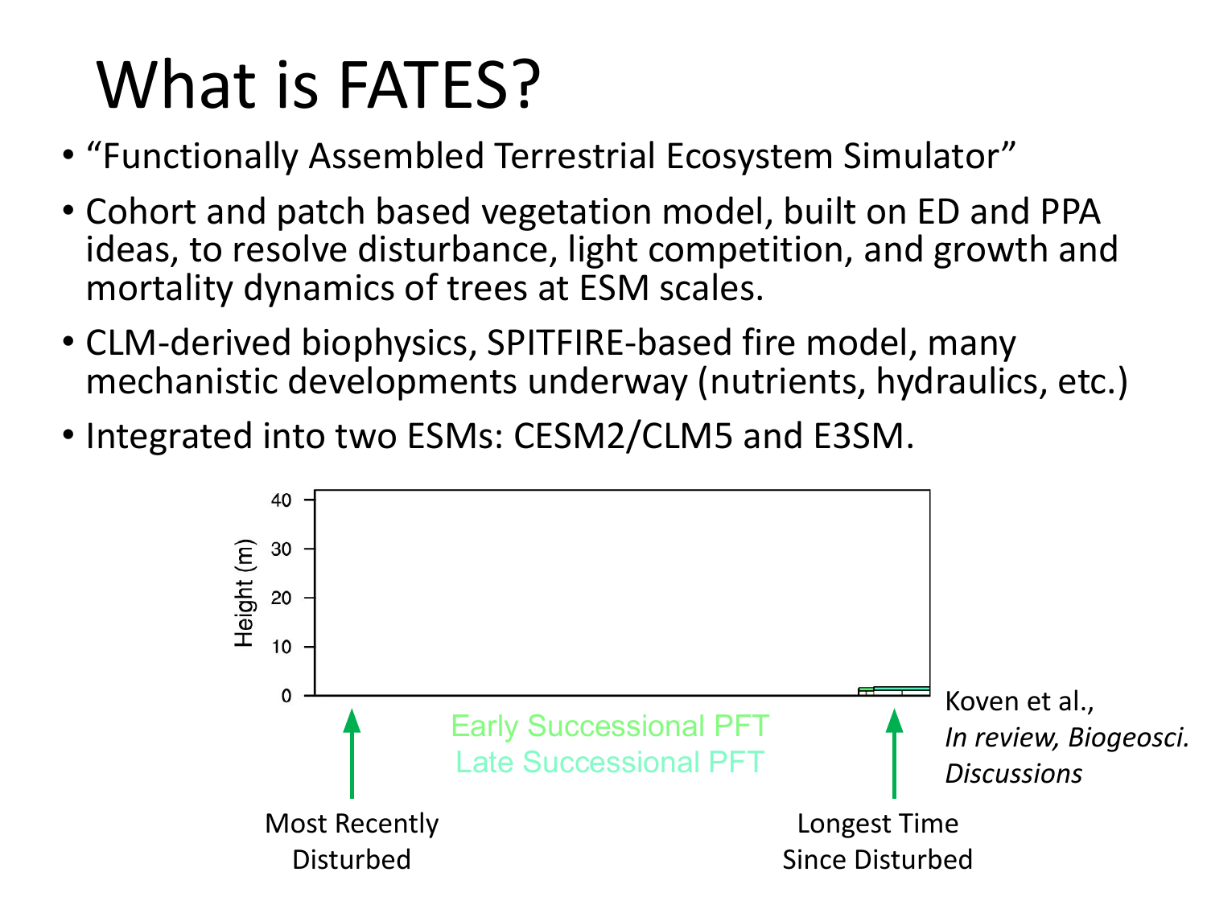# What is FATES?

- "Functionally Assembled Terrestrial Ecosystem Simulator"
- Cohort and patch based vegetation model, built on ED and PPA ideas, to resolve disturbance, light competition, and growth and mortality dynamics of trees at ESM scales.
- CLM-derived biophysics, SPITFIRE-based fire model, many mechanistic developments underway (nutrients, hydraulics, etc.)
- Integrated into two ESMs: CESM2/CLM5 and E3SM.

Height (m)

40

30

20

10

0

Early Successional PFT

Late Successional PFT

Most Recently Disturbed

Longest Time Since Disturbed

Koven et al., *In review, Biogeosci. Discussions*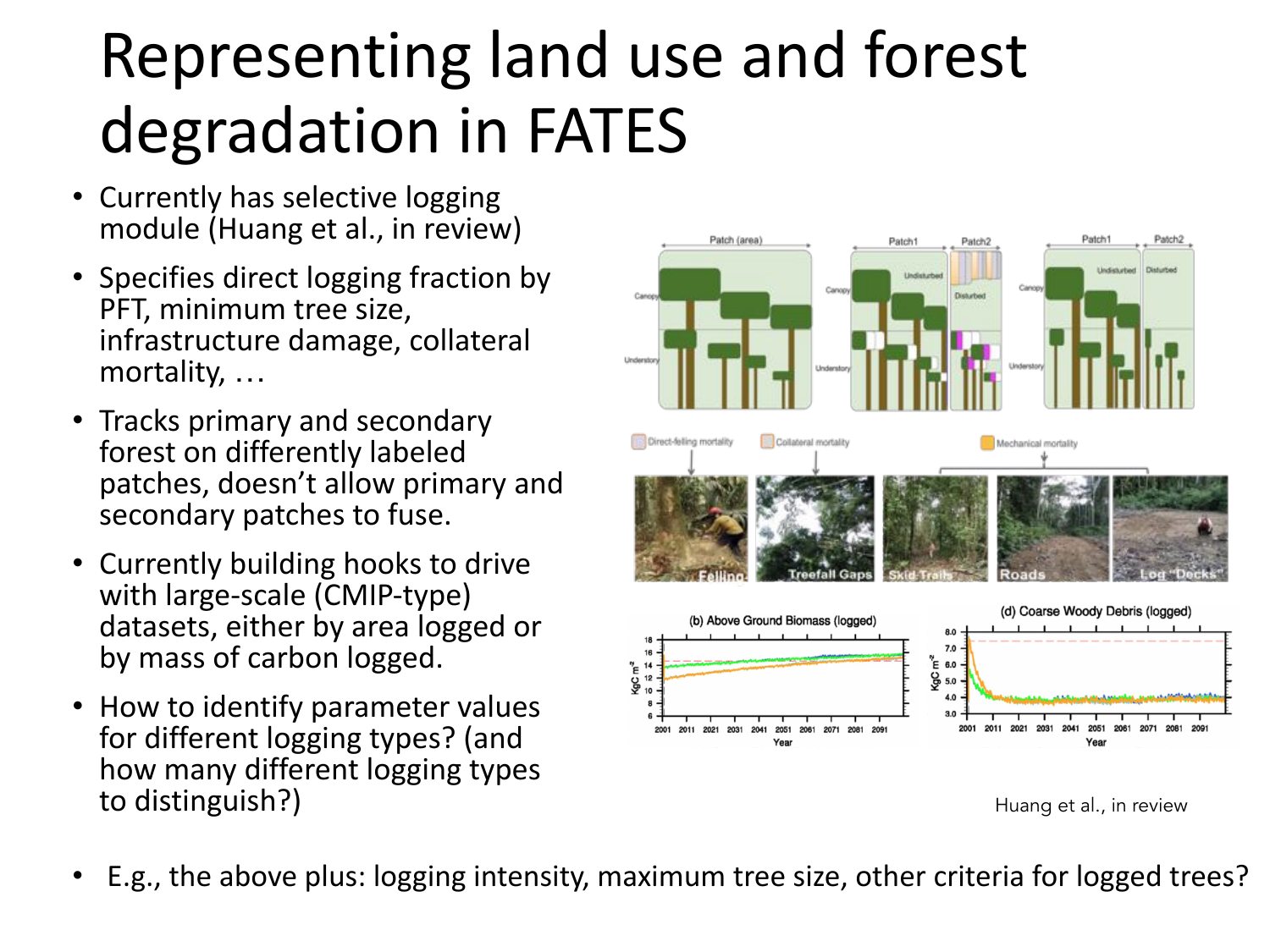# Representing land use and forest degradation in FATES

- Currently has selective logging module (Huang et al., in review)
- Specifies direct logging fraction by PFT, minimum tree size, infrastructure damage, collateral mortality, …
- Tracks primary and secondary forest on differently labeled patches, doesn't allow primary and secondary patches to fuse.
- Currently building hooks to drive with large-scale (CMIP-type) datasets, either by area logged or by mass of carbon logged.
- How to identify parameter values for different logging types? (and how many different logging types to distinguish?)

Huang et al., in review

- E.g., the above plus: logging intensity, maximum tree size, other criteria for logged trees?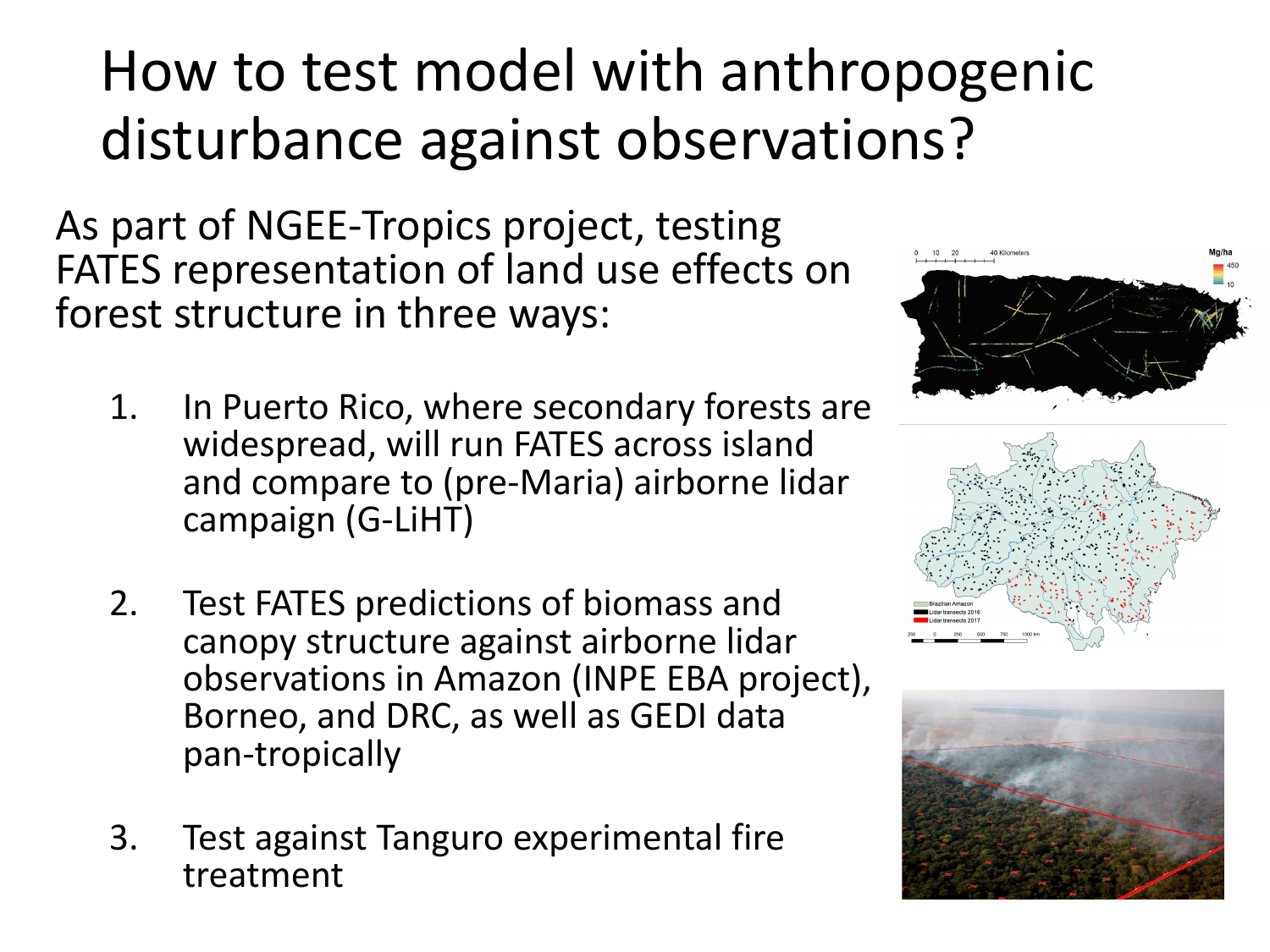# How to test model with anthropogenic disturbance against observations?

As part of NGEE-Tropics project, testing FATES representation of land use effects on forest structure in three ways:

1. In Puerto Rico, where secondary forests are widespread, will run FATES across island and compare to (pre-Maria) airborne lidar campaign (G-LiHT)
2. Test FATES predictions of biomass and canopy structure against airborne lidar observations in Amazon (INPE EBA project), Borneo, and DRC, as well as GEDI data pan-tropically
3. Test against Tanguro experimental fire treatment